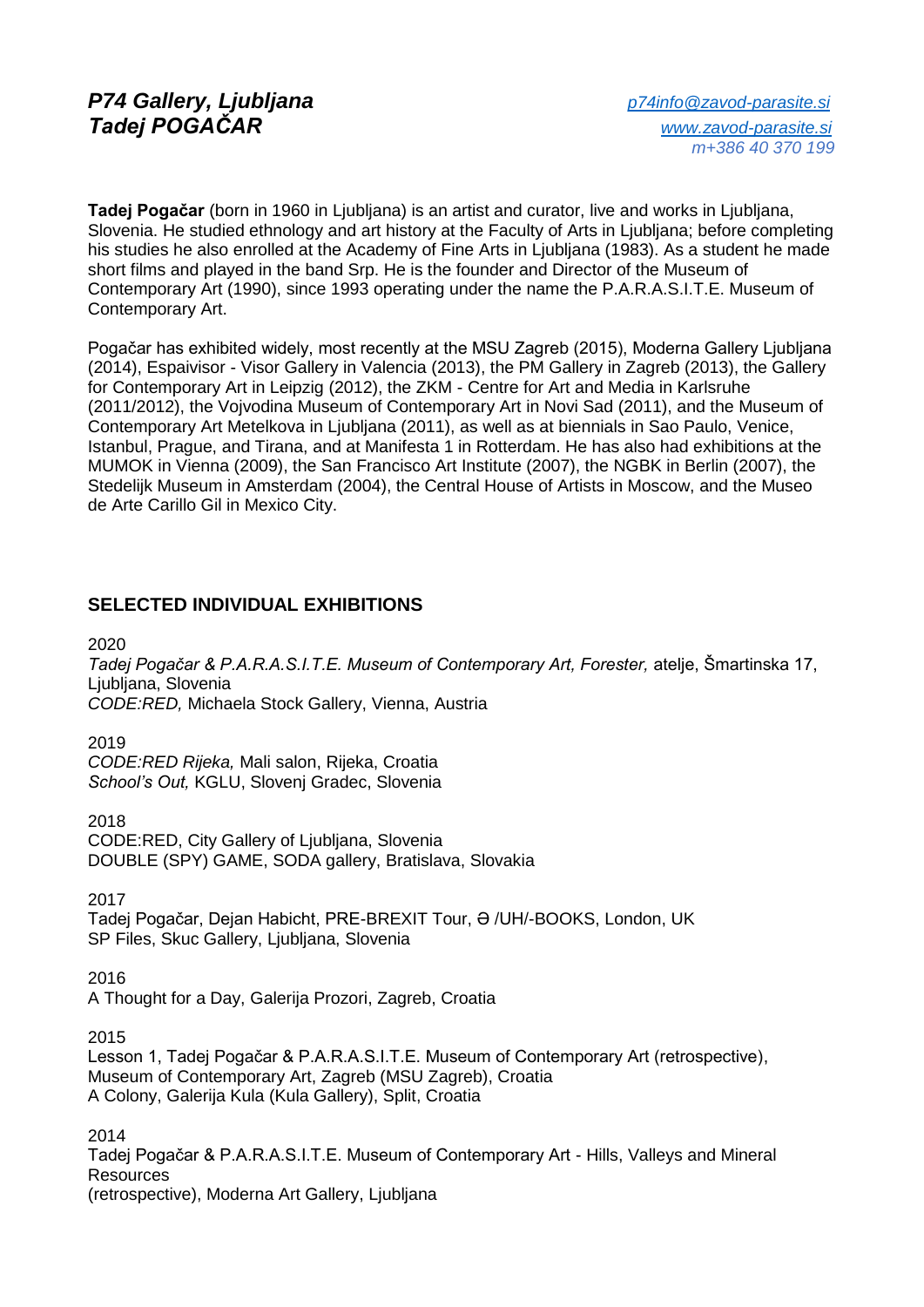***P74 Gallery, Ljubljana***
***Tadej POGAČAR***

*[p74info@zavod-parasite.si](mailto:p74info@zavod-parasite.si)*
*[www.zavod-parasite.si](http://www.zavod-parasite.si)*
*m+386 40 370 199*

**Tadej Pogačar** (born in 1960 in Ljubljana) is an artist and curator, live and works in Ljubljana, Slovenia. He studied ethnology and art history at the Faculty of Arts in Ljubljana; before completing his studies he also enrolled at the Academy of Fine Arts in Ljubljana (1983). As a student he made short films and played in the band Srp. He is the founder and Director of the Museum of Contemporary Art (1990), since 1993 operating under the name the P.A.R.A.S.I.T.E. Museum of Contemporary Art.

Pogačar has exhibited widely, most recently at the MSU Zagreb (2015), Moderna Gallery Ljubljana (2014), Espaivisor - Visor Gallery in Valencia (2013), the PM Gallery in Zagreb (2013), the Gallery for Contemporary Art in Leipzig (2012), the ZKM - Centre for Art and Media in Karlsruhe (2011/2012), the Vojvodina Museum of Contemporary Art in Novi Sad (2011), and the Museum of Contemporary Art Metelkova in Ljubljana (2011), as well as at biennials in Sao Paulo, Venice, Istanbul, Prague, and Tirana, and at Manifesta 1 in Rotterdam. He has also had exhibitions at the MUMOK in Vienna (2009), the San Francisco Art Institute (2007), the NGBK in Berlin (2007), the Stedelijk Museum in Amsterdam (2004), the Central House of Artists in Moscow, and the Museo de Arte Carillo Gil in Mexico City.

## SELECTED INDIVIDUAL EXHIBITIONS

2020
*Tadej Pogačar & P.A.R.A.S.I.T.E. Museum of Contemporary Art, Forester,* atelje, Šmartinska 17, Ljubljana, Slovenia
*CODE:RED,* Michaela Stock Gallery, Vienna, Austria

2019
*CODE:RED Rijeka,* Mali salon, Rijeka, Croatia
*School's Out,* KGLU, Slovenj Gradec, Slovenia

2018
CODE:RED, City Gallery of Ljubljana, Slovenia
DOUBLE (SPY) GAME, SODA gallery, Bratislava, Slovakia

2017
Tadej Pogačar, Dejan Habicht, PRE-BREXIT Tour, Ə /UH/-BOOKS, London, UK
SP Files, Skuc Gallery, Ljubljana, Slovenia

2016
A Thought for a Day, Galerija Prozori, Zagreb, Croatia

2015
Lesson 1, Tadej Pogačar & P.A.R.A.S.I.T.E. Museum of Contemporary Art (retrospective), Museum of Contemporary Art, Zagreb (MSU Zagreb), Croatia
A Colony, Galerija Kula (Kula Gallery), Split, Croatia

2014
Tadej Pogačar & P.A.R.A.S.I.T.E. Museum of Contemporary Art - Hills, Valleys and Mineral Resources
(retrospective), Moderna Art Gallery, Ljubljana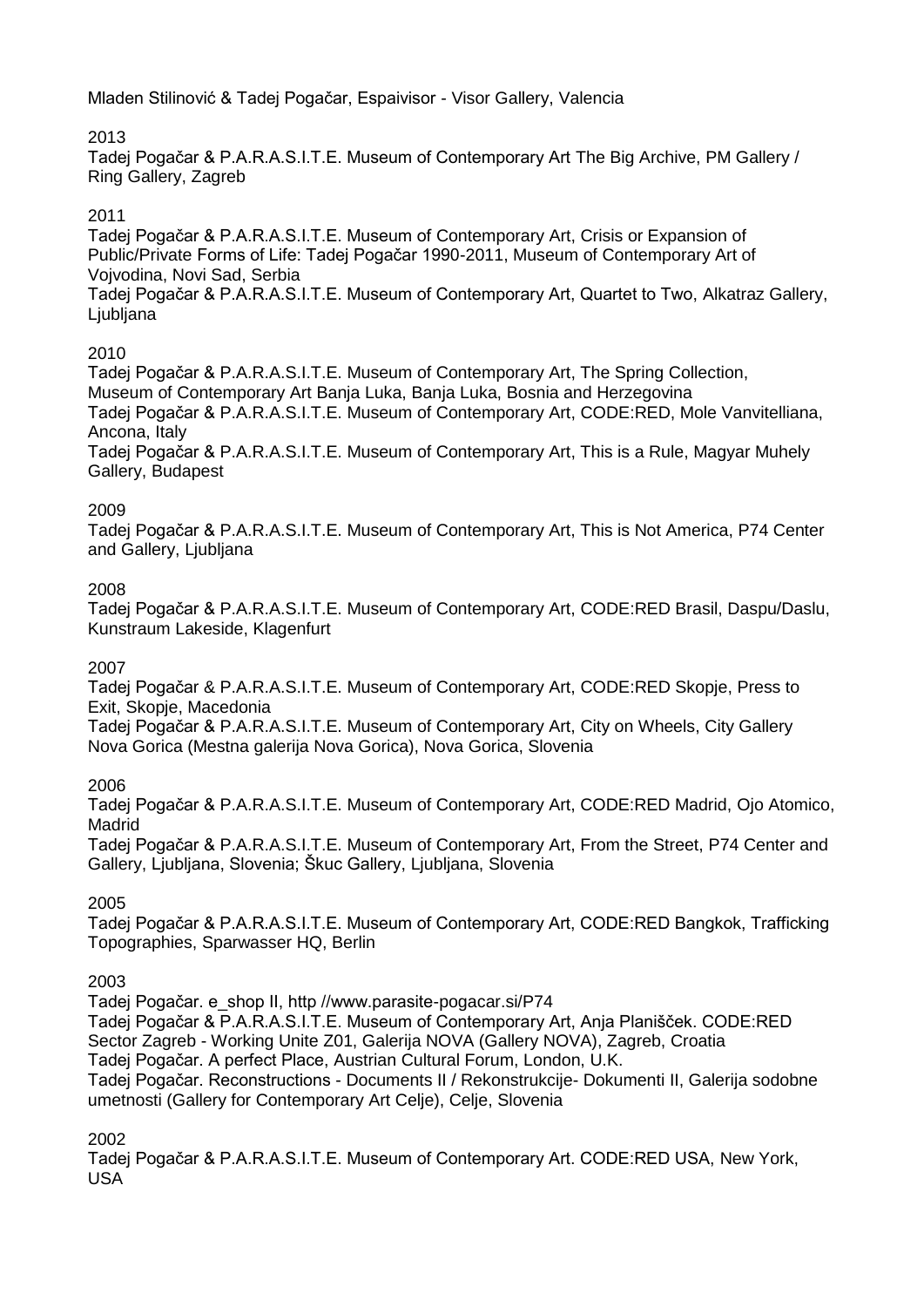Mladen Stilinović & Tadej Pogačar, Espaivisor - Visor Gallery, Valencia

2013

Tadej Pogačar & P.A.R.A.S.I.T.E. Museum of Contemporary Art The Big Archive, PM Gallery / Ring Gallery, Zagreb

2011

Tadej Pogačar & P.A.R.A.S.I.T.E. Museum of Contemporary Art, Crisis or Expansion of Public/Private Forms of Life: Tadej Pogačar 1990-2011, Museum of Contemporary Art of Vojvodina, Novi Sad, Serbia

Tadej Pogačar & P.A.R.A.S.I.T.E. Museum of Contemporary Art, Quartet to Two, Alkatraz Gallery, Ljubljana

2010

Tadej Pogačar & P.A.R.A.S.I.T.E. Museum of Contemporary Art, The Spring Collection, Museum of Contemporary Art Banja Luka, Banja Luka, Bosnia and Herzegovina

Tadej Pogačar & P.A.R.A.S.I.T.E. Museum of Contemporary Art, CODE:RED, Mole Vanvitelliana, Ancona, Italy

Tadej Pogačar & P.A.R.A.S.I.T.E. Museum of Contemporary Art, This is a Rule, Magyar Muhely Gallery, Budapest

2009

Tadej Pogačar & P.A.R.A.S.I.T.E. Museum of Contemporary Art, This is Not America, P74 Center and Gallery, Ljubljana

2008

Tadej Pogačar & P.A.R.A.S.I.T.E. Museum of Contemporary Art, CODE:RED Brasil, Daspu/Daslu, Kunstraum Lakeside, Klagenfurt

2007

Tadej Pogačar & P.A.R.A.S.I.T.E. Museum of Contemporary Art, CODE:RED Skopje, Press to Exit, Skopje, Macedonia

Tadej Pogačar & P.A.R.A.S.I.T.E. Museum of Contemporary Art, City on Wheels, City Gallery Nova Gorica (Mestna galerija Nova Gorica), Nova Gorica, Slovenia

2006

Tadej Pogačar & P.A.R.A.S.I.T.E. Museum of Contemporary Art, CODE:RED Madrid, Ojo Atomico, Madrid

Tadej Pogačar & P.A.R.A.S.I.T.E. Museum of Contemporary Art, From the Street, P74 Center and Gallery, Ljubljana, Slovenia; Škuc Gallery, Ljubljana, Slovenia

2005

Tadej Pogačar & P.A.R.A.S.I.T.E. Museum of Contemporary Art, CODE:RED Bangkok, Trafficking Topographies, Sparwasser HQ, Berlin

2003

Tadej Pogačar. e_shop II, http //www.parasite-pogacar.si/P74

Tadej Pogačar & P.A.R.A.S.I.T.E. Museum of Contemporary Art, Anja Planišček. CODE:RED Sector Zagreb - Working Unite Z01, Galerija NOVA (Gallery NOVA), Zagreb, Croatia

Tadej Pogačar. A perfect Place, Austrian Cultural Forum, London, U.K.

Tadej Pogačar. Reconstructions - Documents II / Rekonstrukcije- Dokumenti II, Galerija sodobne umetnosti (Gallery for Contemporary Art Celje), Celje, Slovenia

2002

Tadej Pogačar & P.A.R.A.S.I.T.E. Museum of Contemporary Art. CODE:RED USA, New York, USA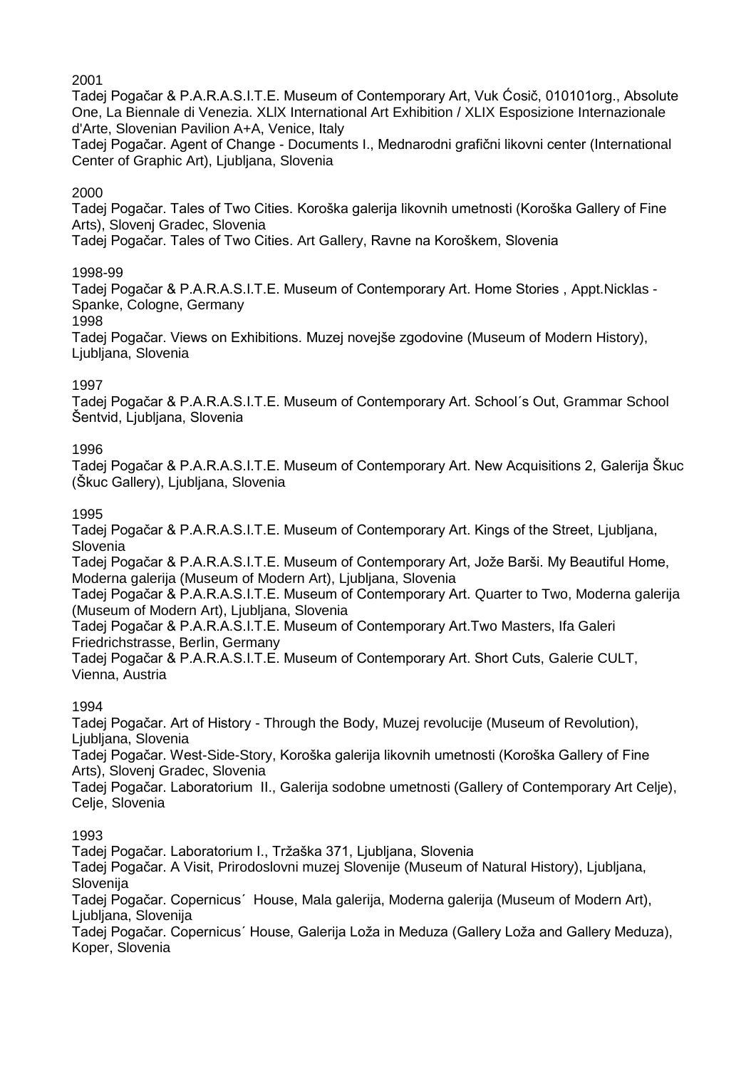2001

Tadej Pogačar & P.A.R.A.S.I.T.E. Museum of Contemporary Art, Vuk Ćosič, 010101org., Absolute One, La Biennale di Venezia. XLIX International Art Exhibition / XLIX Esposizione Internazionale d'Arte, Slovenian Pavilion A+A, Venice, Italy

Tadej Pogačar. Agent of Change - Documents I., Mednarodni grafični likovni center (International Center of Graphic Art), Ljubljana, Slovenia

2000

Tadej Pogačar. Tales of Two Cities. Koroška galerija likovnih umetnosti (Koroška Gallery of Fine Arts), Slovenj Gradec, Slovenia

Tadej Pogačar. Tales of Two Cities. Art Gallery, Ravne na Koroškem, Slovenia

1998-99

Tadej Pogačar & P.A.R.A.S.I.T.E. Museum of Contemporary Art. Home Stories , Appt.Nicklas - Spanke, Cologne, Germany

1998

Tadej Pogačar. Views on Exhibitions. Muzej novejše zgodovine (Museum of Modern History), Ljubljana, Slovenia

1997

Tadej Pogačar & P.A.R.A.S.I.T.E. Museum of Contemporary Art. School´s Out, Grammar School Šentvid, Ljubljana, Slovenia

1996

Tadej Pogačar & P.A.R.A.S.I.T.E. Museum of Contemporary Art. New Acquisitions 2, Galerija Škuc (Škuc Gallery), Ljubljana, Slovenia

1995

Tadej Pogačar & P.A.R.A.S.I.T.E. Museum of Contemporary Art. Kings of the Street, Ljubljana, Slovenia

Tadej Pogačar & P.A.R.A.S.I.T.E. Museum of Contemporary Art, Jože Barši. My Beautiful Home, Moderna galerija (Museum of Modern Art), Ljubljana, Slovenia

Tadej Pogačar & P.A.R.A.S.I.T.E. Museum of Contemporary Art. Quarter to Two, Moderna galerija (Museum of Modern Art), Ljubljana, Slovenia

Tadej Pogačar & P.A.R.A.S.I.T.E. Museum of Contemporary Art.Two Masters, Ifa Galeri Friedrichstrasse, Berlin, Germany

Tadej Pogačar & P.A.R.A.S.I.T.E. Museum of Contemporary Art. Short Cuts, Galerie CULT, Vienna, Austria

1994

Tadej Pogačar. Art of History - Through the Body, Muzej revolucije (Museum of Revolution), Ljubljana, Slovenia

Tadej Pogačar. West-Side-Story, Koroška galerija likovnih umetnosti (Koroška Gallery of Fine Arts), Slovenj Gradec, Slovenia

Tadej Pogačar. Laboratorium II., Galerija sodobne umetnosti (Gallery of Contemporary Art Celje), Celje, Slovenia

1993

Tadej Pogačar. Laboratorium I., Tržaška 371, Ljubljana, Slovenia

Tadej Pogačar. A Visit, Prirodoslovni muzej Slovenije (Museum of Natural History), Ljubljana, Slovenija

Tadej Pogačar. Copernicus´ House, Mala galerija, Moderna galerija (Museum of Modern Art), Ljubljana, Slovenija

Tadej Pogačar. Copernicus´ House, Galerija Loža in Meduza (Gallery Loža and Gallery Meduza), Koper, Slovenia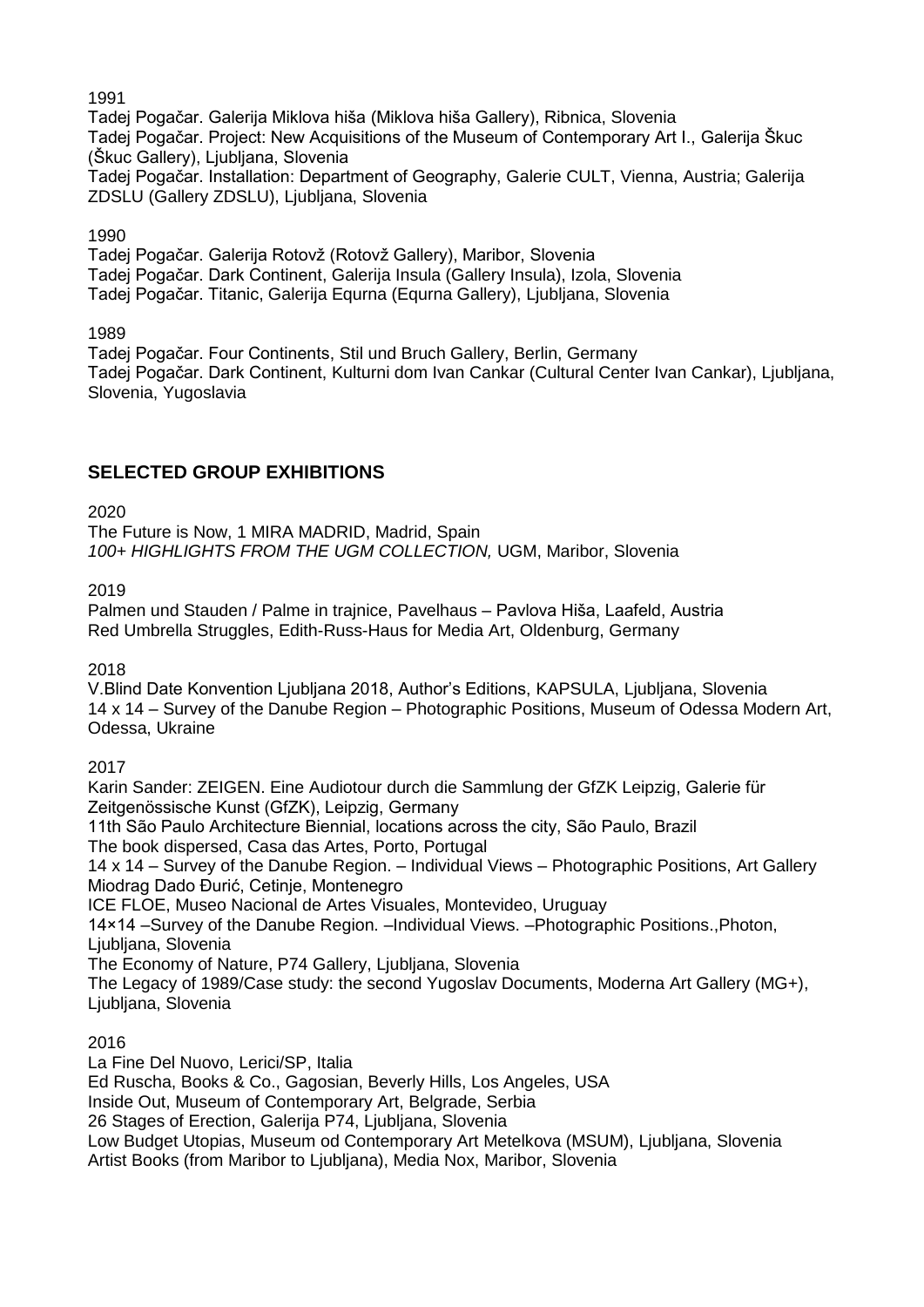1991

Tadej Pogačar. Galerija Miklova hiša (Miklova hiša Gallery), Ribnica, Slovenia
Tadej Pogačar. Project: New Acquisitions of the Museum of Contemporary Art I., Galerija Škuc (Škuc Gallery), Ljubljana, Slovenia
Tadej Pogačar. Installation: Department of Geography, Galerie CULT, Vienna, Austria; Galerija ZDSLU (Gallery ZDSLU), Ljubljana, Slovenia

1990

Tadej Pogačar. Galerija Rotovž (Rotovž Gallery), Maribor, Slovenia
Tadej Pogačar. Dark Continent, Galerija Insula (Gallery Insula), Izola, Slovenia
Tadej Pogačar. Titanic, Galerija Equrna (Equrna Gallery), Ljubljana, Slovenia

1989

Tadej Pogačar. Four Continents, Stil und Bruch Gallery, Berlin, Germany
Tadej Pogačar. Dark Continent, Kulturni dom Ivan Cankar (Cultural Center Ivan Cankar), Ljubljana, Slovenia, Yugoslavia

## SELECTED GROUP EXHIBITIONS

2020

The Future is Now, 1 MIRA MADRID, Madrid, Spain
*100+ HIGHLIGHTS FROM THE UGM COLLECTION,* UGM, Maribor, Slovenia

2019

Palmen und Stauden / Palme in trajnice, Pavelhaus – Pavlova Hiša, Laafeld, Austria
Red Umbrella Struggles, Edith-Russ-Haus for Media Art, Oldenburg, Germany

2018

V.Blind Date Konvention Ljubljana 2018, Author's Editions, KAPSULA, Ljubljana, Slovenia
14 x 14 – Survey of the Danube Region – Photographic Positions, Museum of Odessa Modern Art, Odessa, Ukraine

2017

Karin Sander: ZEIGEN. Eine Audiotour durch die Sammlung der GfZK Leipzig, Galerie für Zeitgenössische Kunst (GfZK), Leipzig, Germany
11th São Paulo Architecture Biennial, locations across the city, São Paulo, Brazil
The book dispersed, Casa das Artes, Porto, Portugal
14 x 14 – Survey of the Danube Region. – Individual Views – Photographic Positions, Art Gallery Miodrag Dado Đurić, Cetinje, Montenegro
ICE FLOE, Museo Nacional de Artes Visuales, Montevideo, Uruguay
14×14 –Survey of the Danube Region. –Individual Views. –Photographic Positions.,Photon, Ljubljana, Slovenia
The Economy of Nature, P74 Gallery, Ljubljana, Slovenia
The Legacy of 1989/Case study: the second Yugoslav Documents, Moderna Art Gallery (MG+), Ljubljana, Slovenia

2016

La Fine Del Nuovo, Lerici/SP, Italia
Ed Ruscha, Books & Co., Gagosian, Beverly Hills, Los Angeles, USA
Inside Out, Museum of Contemporary Art, Belgrade, Serbia
26 Stages of Erection, Galerija P74, Ljubljana, Slovenia
Low Budget Utopias, Museum od Contemporary Art Metelkova (MSUM), Ljubljana, Slovenia
Artist Books (from Maribor to Ljubljana), Media Nox, Maribor, Slovenia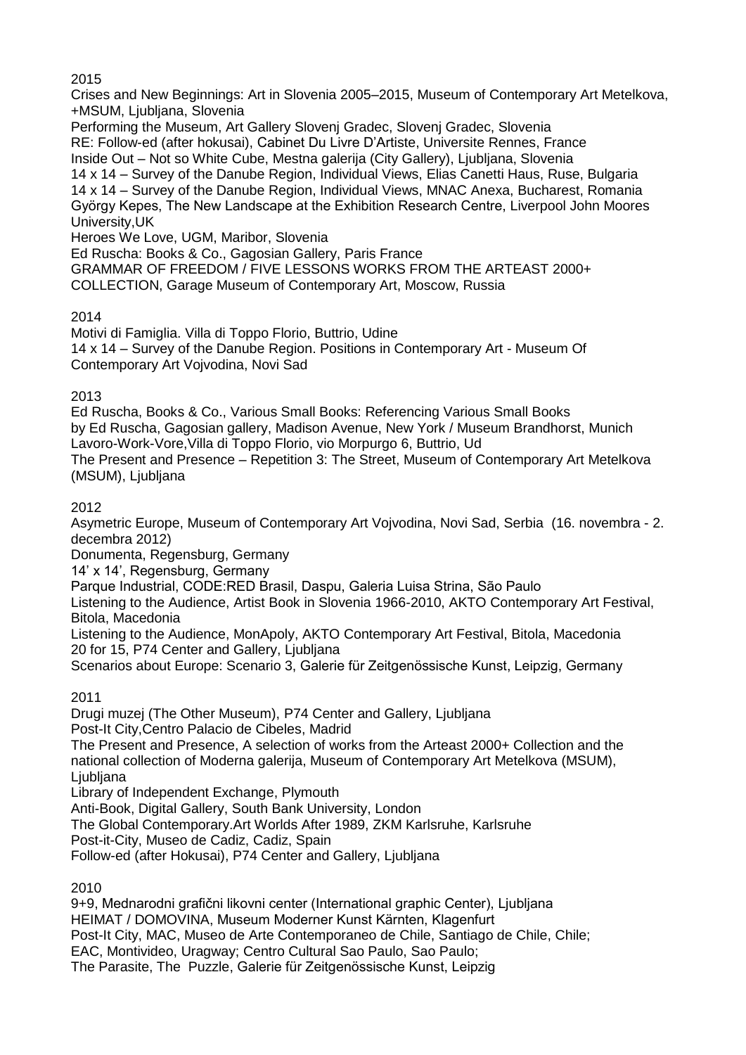2015

Crises and New Beginnings: Art in Slovenia 2005–2015, Museum of Contemporary Art Metelkova, +MSUM, Ljubljana, Slovenia
Performing the Museum, Art Gallery Slovenj Gradec, Slovenj Gradec, Slovenia
RE: Follow-ed (after hokusai), Cabinet Du Livre D'Artiste, Universite Rennes, France
Inside Out – Not so White Cube, Mestna galerija (City Gallery), Ljubljana, Slovenia
14 x 14 – Survey of the Danube Region, Individual Views, Elias Canetti Haus, Ruse, Bulgaria
14 x 14 – Survey of the Danube Region, Individual Views, MNAC Anexa, Bucharest, Romania
György Kepes, The New Landscape at the Exhibition Research Centre, Liverpool John Moores University,UK
Heroes We Love, UGM, Maribor, Slovenia
Ed Ruscha: Books & Co., Gagosian Gallery, Paris France
GRAMMAR OF FREEDOM / FIVE LESSONS WORKS FROM THE ARTEAST 2000+ COLLECTION, Garage Museum of Contemporary Art, Moscow, Russia

2014

Motivi di Famiglia. Villa di Toppo Florio, Buttrio, Udine
14 x 14 – Survey of the Danube Region. Positions in Contemporary Art - Museum Of Contemporary Art Vojvodina, Novi Sad

2013

Ed Ruscha, Books & Co., Various Small Books: Referencing Various Small Books by Ed Ruscha, Gagosian gallery, Madison Avenue, New York / Museum Brandhorst, Munich
Lavoro-Work-Vore,Villa di Toppo Florio, vio Morpurgo 6, Buttrio, Ud
The Present and Presence – Repetition 3: The Street, Museum of Contemporary Art Metelkova (MSUM), Ljubljana

2012

Asymetric Europe, Museum of Contemporary Art Vojvodina, Novi Sad, Serbia (16. novembra - 2. decembra 2012)
Donumenta, Regensburg, Germany
14' x 14', Regensburg, Germany
Parque Industrial, CODE:RED Brasil, Daspu, Galeria Luisa Strina, São Paulo
Listening to the Audience, Artist Book in Slovenia 1966-2010, AKTO Contemporary Art Festival, Bitola, Macedonia
Listening to the Audience, MonApoly, AKTO Contemporary Art Festival, Bitola, Macedonia
20 for 15, P74 Center and Gallery, Ljubljana
Scenarios about Europe: Scenario 3, Galerie für Zeitgenössische Kunst, Leipzig, Germany

2011

Drugi muzej (The Other Museum), P74 Center and Gallery, Ljubljana
Post-It City,Centro Palacio de Cibeles, Madrid
The Present and Presence, A selection of works from the Arteast 2000+ Collection and the national collection of Moderna galerija, Museum of Contemporary Art Metelkova (MSUM), Ljubljana
Library of Independent Exchange, Plymouth
Anti-Book, Digital Gallery, South Bank University, London
The Global Contemporary.Art Worlds After 1989, ZKM Karlsruhe, Karlsruhe
Post-it-City, Museo de Cadiz, Cadiz, Spain
Follow-ed (after Hokusai), P74 Center and Gallery, Ljubljana

2010

9+9, Mednarodni grafični likovni center (International graphic Center), Ljubljana
HEIMAT / DOMOVINA, Museum Moderner Kunst Kärnten, Klagenfurt
Post-It City, MAC, Museo de Arte Contemporaneo de Chile, Santiago de Chile, Chile; EAC, Montivideo, Uragway; Centro Cultural Sao Paulo, Sao Paulo;
The Parasite, The Puzzle, Galerie für Zeitgenössische Kunst, Leipzig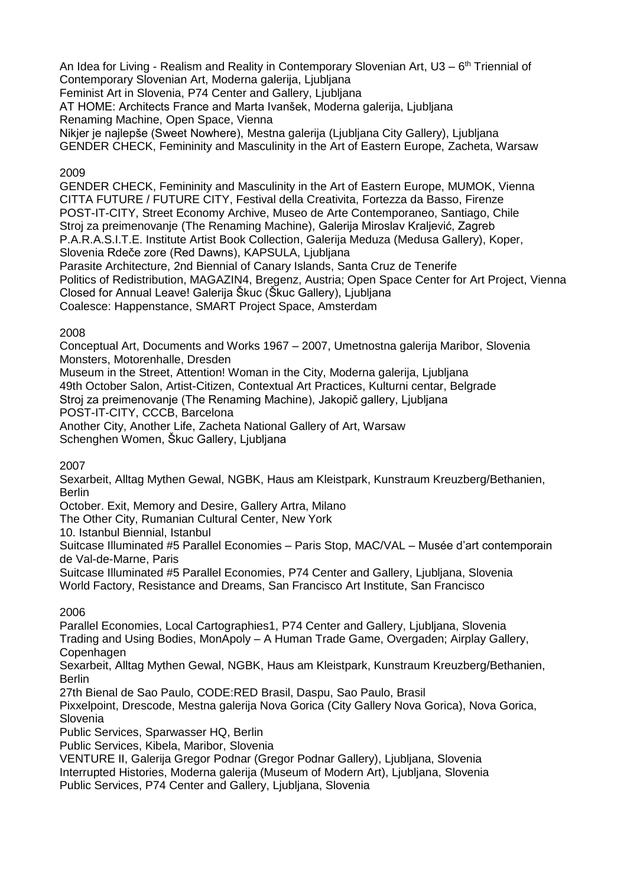An Idea for Living - Realism and Reality in Contemporary Slovenian Art, U3 – 6th Triennial of Contemporary Slovenian Art, Moderna galerija, Ljubljana
Feminist Art in Slovenia, P74 Center and Gallery, Ljubljana
AT HOME: Architects France and Marta Ivanšek, Moderna galerija, Ljubljana
Renaming Machine, Open Space, Vienna
Nikjer je najlepše (Sweet Nowhere), Mestna galerija (Ljubljana City Gallery), Ljubljana
GENDER CHECK, Femininity and Masculinity in the Art of Eastern Europe, Zacheta, Warsaw

2009

GENDER CHECK, Femininity and Masculinity in the Art of Eastern Europe, MUMOK, Vienna
CITTA FUTURE / FUTURE CITY, Festival della Creativita, Fortezza da Basso, Firenze
POST-IT-CITY, Street Economy Archive, Museo de Arte Contemporaneo, Santiago, Chile
Stroj za preimenovanje (The Renaming Machine), Galerija Miroslav Kraljević, Zagreb
P.A.R.A.S.I.T.E. Institute Artist Book Collection, Galerija Meduza (Medusa Gallery), Koper, Slovenia Rdeče zore (Red Dawns), KAPSULA, Ljubljana
Parasite Architecture, 2nd Biennial of Canary Islands, Santa Cruz de Tenerife
Politics of Redistribution, MAGAZIN4, Bregenz, Austria; Open Space Center for Art Project, Vienna
Closed for Annual Leave! Galerija Škuc (Škuc Gallery), Ljubljana
Coalesce: Happenstance, SMART Project Space, Amsterdam

2008

Conceptual Art, Documents and Works 1967 – 2007, Umetnostna galerija Maribor, Slovenia
Monsters, Motorenhalle, Dresden
Museum in the Street, Attention! Woman in the City, Moderna galerija, Ljubljana
49th October Salon, Artist-Citizen, Contextual Art Practices, Kulturni centar, Belgrade
Stroj za preimenovanje (The Renaming Machine), Jakopič gallery, Ljubljana
POST-IT-CITY, CCCB, Barcelona
Another City, Another Life, Zacheta National Gallery of Art, Warsaw
Schenghen Women, Škuc Gallery, Ljubljana

2007

Sexarbeit, Alltag Mythen Gewal, NGBK, Haus am Kleistpark, Kunstraum Kreuzberg/Bethanien, Berlin
October. Exit, Memory and Desire, Gallery Artra, Milano
The Other City, Rumanian Cultural Center, New York
10. Istanbul Biennial, Istanbul
Suitcase Illuminated #5 Parallel Economies – Paris Stop, MAC/VAL – Musée d'art contemporain de Val-de-Marne, Paris
Suitcase Illuminated #5 Parallel Economies, P74 Center and Gallery, Ljubljana, Slovenia
World Factory, Resistance and Dreams, San Francisco Art Institute, San Francisco

2006

Parallel Economies, Local Cartographies1, P74 Center and Gallery, Ljubljana, Slovenia
Trading and Using Bodies, MonApoly – A Human Trade Game, Overgaden; Airplay Gallery, Copenhagen
Sexarbeit, Alltag Mythen Gewal, NGBK, Haus am Kleistpark, Kunstraum Kreuzberg/Bethanien, Berlin
27th Bienal de Sao Paulo, CODE:RED Brasil, Daspu, Sao Paulo, Brasil
Pixxelpoint, Drescode, Mestna galerija Nova Gorica (City Gallery Nova Gorica), Nova Gorica, Slovenia
Public Services, Sparwasser HQ, Berlin
Public Services, Kibela, Maribor, Slovenia
VENTURE II, Galerija Gregor Podnar (Gregor Podnar Gallery), Ljubljana, Slovenia
Interrupted Histories, Moderna galerija (Museum of Modern Art), Ljubljana, Slovenia
Public Services, P74 Center and Gallery, Ljubljana, Slovenia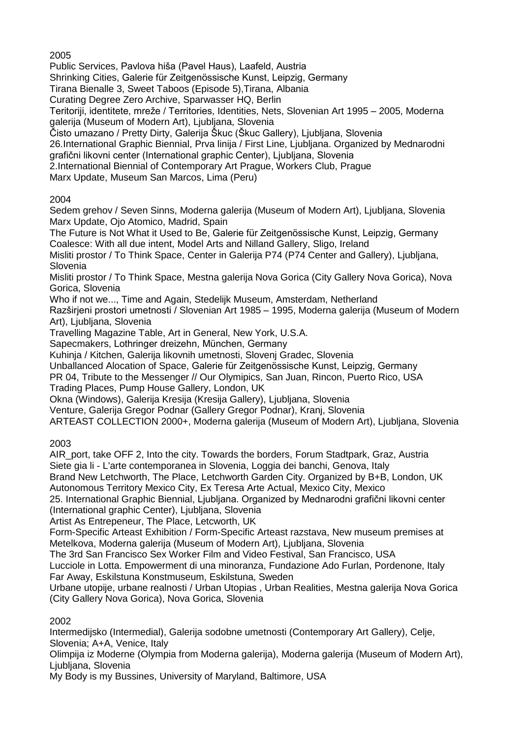2005

Public Services, Pavlova hiša (Pavel Haus), Laafeld, Austria
Shrinking Cities, Galerie für Zeitgenössische Kunst, Leipzig, Germany
Tirana Bienalle 3, Sweet Taboos (Episode 5),Tirana, Albania
Curating Degree Zero Archive, Sparwasser HQ, Berlin
Teritoriji, identitete, mreže / Territories, Identities, Nets, Slovenian Art 1995 – 2005, Moderna galerija (Museum of Modern Art), Ljubljana, Slovenia
Čisto umazano / Pretty Dirty, Galerija Škuc (Škuc Gallery), Ljubljana, Slovenia
26.International Graphic Biennial, Prva linija / First Line, Ljubljana. Organized by Mednarodni grafični likovni center (International graphic Center), Ljubljana, Slovenia
2.International Biennial of Contemporary Art Prague, Workers Club, Prague
Marx Update, Museum San Marcos, Lima (Peru)

2004

Sedem grehov / Seven Sinns, Moderna galerija (Museum of Modern Art), Ljubljana, Slovenia
Marx Update, Ojo Atomico, Madrid, Spain
The Future is Not What it Used to Be, Galerie für Zeitgenössische Kunst, Leipzig, Germany
Coalesce: With all due intent, Model Arts and Nilland Gallery, Sligo, Ireland
Misliti prostor / To Think Space, Center in Galerija P74 (P74 Center and Gallery), Ljubljana, Slovenia
Misliti prostor / To Think Space, Mestna galerija Nova Gorica (City Gallery Nova Gorica), Nova Gorica, Slovenia
Who if not we..., Time and Again, Stedelijk Museum, Amsterdam, Netherland
Razširjeni prostori umetnosti / Slovenian Art 1985 – 1995, Moderna galerija (Museum of Modern Art), Ljubljana, Slovenia
Travelling Magazine Table, Art in General, New York, U.S.A.
Sapecmakers, Lothringer dreizehn, München, Germany
Kuhinja / Kitchen, Galerija likovnih umetnosti, Slovenj Gradec, Slovenia
Unballanced Alocation of Space, Galerie für Zeitgenössische Kunst, Leipzig, Germany
PR 04, Tribute to the Messenger // Our Olymipics, San Juan, Rincon, Puerto Rico, USA
Trading Places, Pump House Gallery, London, UK
Okna (Windows), Galerija Kresija (Kresija Gallery), Ljubljana, Slovenia
Venture, Galerija Gregor Podnar (Gallery Gregor Podnar), Kranj, Slovenia
ARTEAST COLLECTION 2000+, Moderna galerija (Museum of Modern Art), Ljubljana, Slovenia

2003

AIR_port, take OFF 2, Into the city. Towards the borders, Forum Stadtpark, Graz, Austria
Siete gia li - L'arte contemporanea in Slovenia, Loggia dei banchi, Genova, Italy
Brand New Letchworth, The Place, Letchworth Garden City. Organized by B+B, London, UK
Autonomous Territory Mexico City, Ex Teresa Arte Actual, Mexico City, Mexico
25. International Graphic Biennial, Ljubljana. Organized by Mednarodni grafični likovni center (International graphic Center), Ljubljana, Slovenia
Artist As Entrepeneur, The Place, Letcworth, UK
Form-Specific Arteast Exhibition / Form-Specific Arteast razstava, New museum premises at Metelkova, Moderna galerija (Museum of Modern Art), Ljubljana, Slovenia
The 3rd San Francisco Sex Worker Film and Video Festival, San Francisco, USA
Lucciole in Lotta. Empowerment di una minoranza, Fundazione Ado Furlan, Pordenone, Italy
Far Away, Eskilstuna Konstmuseum, Eskilstuna, Sweden
Urbane utopije, urbane realnosti / Urban Utopias , Urban Realities, Mestna galerija Nova Gorica (City Gallery Nova Gorica), Nova Gorica, Slovenia

2002

Intermedijsko (Intermedial), Galerija sodobne umetnosti (Contemporary Art Gallery), Celje, Slovenia; A+A, Venice, Italy
Olimpija iz Moderne (Olympia from Moderna galerija), Moderna galerija (Museum of Modern Art), Ljubljana, Slovenia
My Body is my Bussines, University of Maryland, Baltimore, USA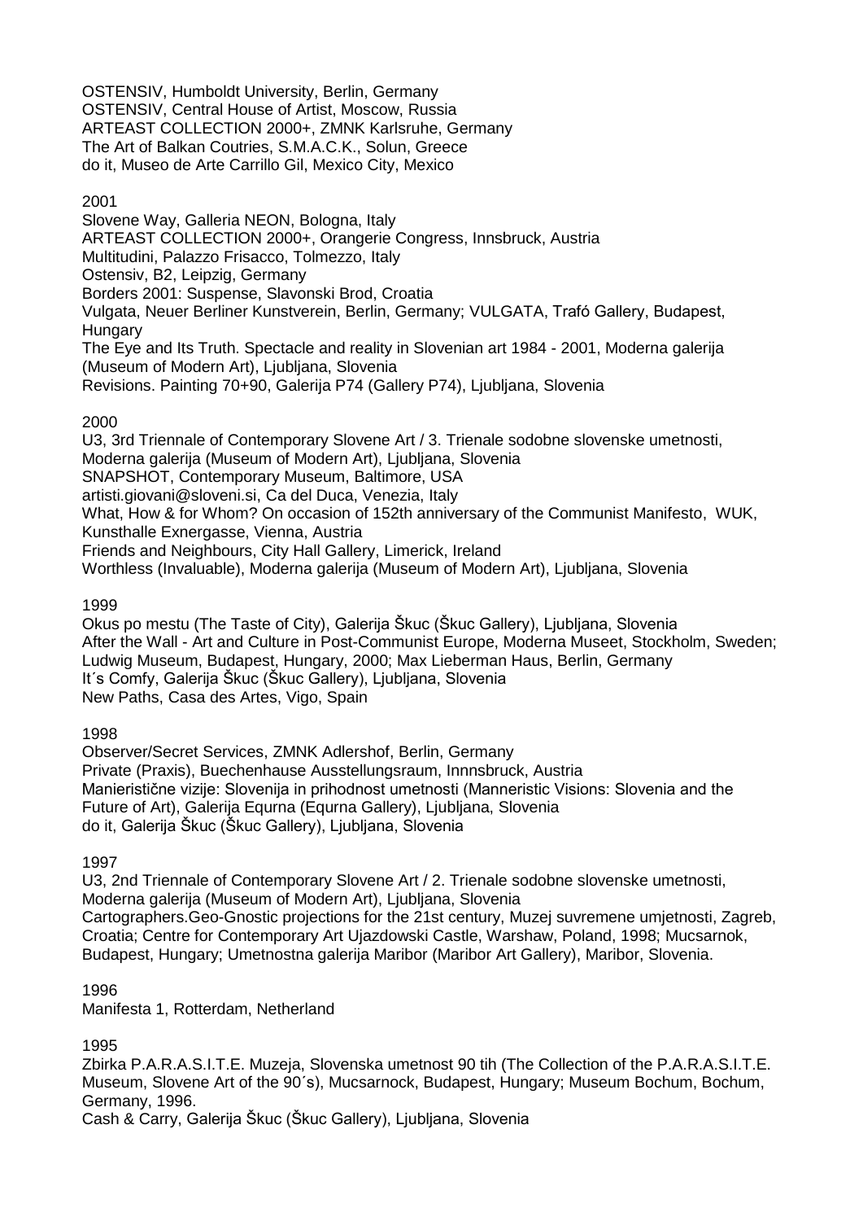OSTENSIV, Humboldt University, Berlin, Germany
OSTENSIV, Central House of Artist, Moscow, Russia
ARTEAST COLLECTION 2000+, ZMNK Karlsruhe, Germany
The Art of Balkan Coutries, S.M.A.C.K., Solun, Greece
do it, Museo de Arte Carrillo Gil, Mexico City, Mexico

2001

Slovene Way, Galleria NEON, Bologna, Italy
ARTEAST COLLECTION 2000+, Orangerie Congress, Innsbruck, Austria
Multitudini, Palazzo Frisacco, Tolmezzo, Italy
Ostensiv, B2, Leipzig, Germany
Borders 2001: Suspense, Slavonski Brod, Croatia
Vulgata, Neuer Berliner Kunstverein, Berlin, Germany; VULGATA, Trafó Gallery, Budapest, Hungary
The Eye and Its Truth. Spectacle and reality in Slovenian art 1984 - 2001, Moderna galerija (Museum of Modern Art), Ljubljana, Slovenia
Revisions. Painting 70+90, Galerija P74 (Gallery P74), Ljubljana, Slovenia

2000

U3, 3rd Triennale of Contemporary Slovene Art / 3. Trienale sodobne slovenske umetnosti, Moderna galerija (Museum of Modern Art), Ljubljana, Slovenia
SNAPSHOT, Contemporary Museum, Baltimore, USA
artisti.giovani@sloveni.si, Ca del Duca, Venezia, Italy
What, How & for Whom? On occasion of 152th anniversary of the Communist Manifesto, WUK, Kunsthalle Exnergasse, Vienna, Austria
Friends and Neighbours, City Hall Gallery, Limerick, Ireland
Worthless (Invaluable), Moderna galerija (Museum of Modern Art), Ljubljana, Slovenia

1999

Okus po mestu (The Taste of City), Galerija Škuc (Škuc Gallery), Ljubljana, Slovenia
After the Wall - Art and Culture in Post-Communist Europe, Moderna Museet, Stockholm, Sweden; Ludwig Museum, Budapest, Hungary, 2000; Max Lieberman Haus, Berlin, Germany
It´s Comfy, Galerija Škuc (Škuc Gallery), Ljubljana, Slovenia
New Paths, Casa des Artes, Vigo, Spain

1998

Observer/Secret Services, ZMNK Adlershof, Berlin, Germany
Private (Praxis), Buechenhause Ausstellungsraum, Innnsbruck, Austria
Manieristične vizije: Slovenija in prihodnost umetnosti (Manneristic Visions: Slovenia and the Future of Art), Galerija Equrna (Equrna Gallery), Ljubljana, Slovenia
do it, Galerija Škuc (Škuc Gallery), Ljubljana, Slovenia

1997

U3, 2nd Triennale of Contemporary Slovene Art / 2. Trienale sodobne slovenske umetnosti, Moderna galerija (Museum of Modern Art), Ljubljana, Slovenia
Cartographers.Geo-Gnostic projections for the 21st century, Muzej suvremene umjetnosti, Zagreb, Croatia; Centre for Contemporary Art Ujazdowski Castle, Warshaw, Poland, 1998; Mucsarnok, Budapest, Hungary; Umetnostna galerija Maribor (Maribor Art Gallery), Maribor, Slovenia.

1996

Manifesta 1, Rotterdam, Netherland

1995

Zbirka P.A.R.A.S.I.T.E. Muzeja, Slovenska umetnost 90 tih (The Collection of the P.A.R.A.S.I.T.E. Museum, Slovene Art of the 90´s), Mucsarnock, Budapest, Hungary; Museum Bochum, Bochum, Germany, 1996.
Cash & Carry, Galerija Škuc (Škuc Gallery), Ljubljana, Slovenia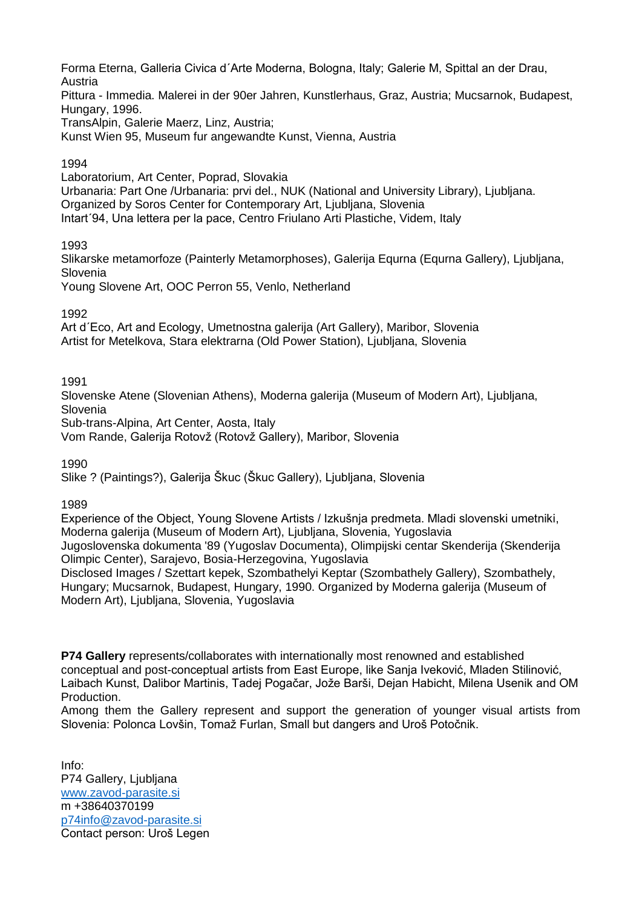Forma Eterna, Galleria Civica d´Arte Moderna, Bologna, Italy; Galerie M, Spittal an der Drau, Austria
Pittura - Immedia. Malerei in der 90er Jahren, Kunstlerhaus, Graz, Austria; Mucsarnok, Budapest, Hungary, 1996.
TransAlpin, Galerie Maerz, Linz, Austria;
Kunst Wien 95, Museum fur angewandte Kunst, Vienna, Austria

1994
Laboratorium, Art Center, Poprad, Slovakia
Urbanaria: Part One /Urbanaria: prvi del., NUK (National and University Library), Ljubljana. Organized by Soros Center for Contemporary Art, Ljubljana, Slovenia
Intart´94, Una lettera per la pace, Centro Friulano Arti Plastiche, Videm, Italy

1993
Slikarske metamorfoze (Painterly Metamorphoses), Galerija Equrna (Equrna Gallery), Ljubljana, Slovenia
Young Slovene Art, OOC Perron 55, Venlo, Netherland

1992
Art d´Eco, Art and Ecology, Umetnostna galerija (Art Gallery), Maribor, Slovenia
Artist for Metelkova, Stara elektrarna (Old Power Station), Ljubljana, Slovenia

1991
Slovenske Atene (Slovenian Athens), Moderna galerija (Museum of Modern Art), Ljubljana, Slovenia
Sub-trans-Alpina, Art Center, Aosta, Italy
Vom Rande, Galerija Rotovž (Rotovž Gallery), Maribor, Slovenia

1990
Slike ? (Paintings?), Galerija Škuc (Škuc Gallery), Ljubljana, Slovenia

1989
Experience of the Object, Young Slovene Artists / Izkušnja predmeta. Mladi slovenski umetniki, Moderna galerija (Museum of Modern Art), Ljubljana, Slovenia, Yugoslavia
Jugoslovenska dokumenta '89 (Yugoslav Documenta), Olimpijski centar Skenderija (Skenderija Olimpic Center), Sarajevo, Bosia-Herzegovina, Yugoslavia
Disclosed Images / Szettart kepek, Szombathelyi Keptar (Szombathely Gallery), Szombathely, Hungary; Mucsarnok, Budapest, Hungary, 1990. Organized by Moderna galerija (Museum of Modern Art), Ljubljana, Slovenia, Yugoslavia

**P74 Gallery** represents/collaborates with internationally most renowned and established conceptual and post-conceptual artists from East Europe, like Sanja Iveković, Mladen Stilinović, Laibach Kunst, Dalibor Martinis, Tadej Pogačar, Jože Barši, Dejan Habicht, Milena Usenik and OM Production.
Among them the Gallery represent and support the generation of younger visual artists from Slovenia: Polonca Lovšin, Tomaž Furlan, Small but dangers and Uroš Potočnik.

Info:
P74 Gallery, Ljubljana
www.zavod-parasite.si
m +38640370199
p74info@zavod-parasite.si
Contact person: Uroš Legen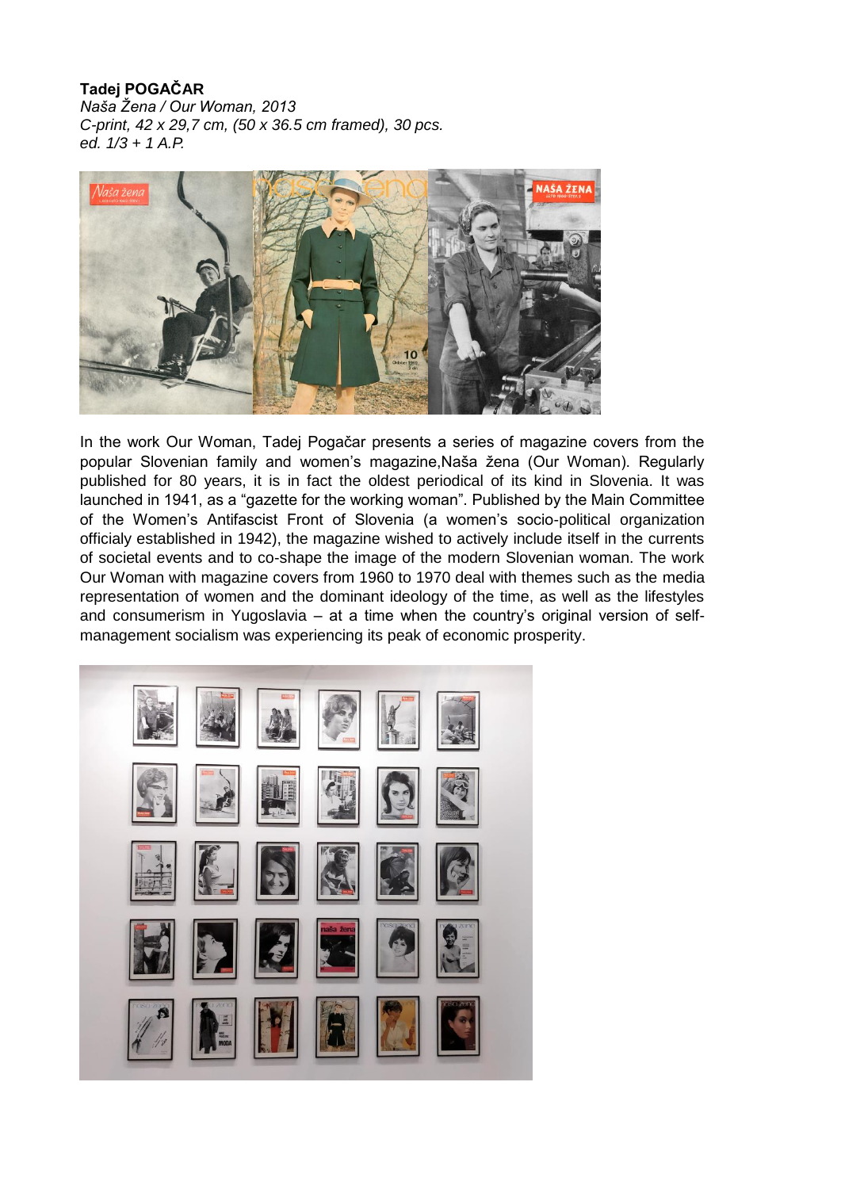**Tadej POGAČAR**

*Naša Žena / Our Woman, 2013*
*C-print, 42 x 29,7 cm, (50 x 36.5 cm framed), 30 pcs.*
*ed. 1/3 + 1 A.P.*

In the work Our Woman, Tadej Pogačar presents a series of magazine covers from the popular Slovenian family and women's magazine,Naša žena (Our Woman). Regularly published for 80 years, it is in fact the oldest periodical of its kind in Slovenia. It was launched in 1941, as a "gazette for the working woman". Published by the Main Committee of the Women's Antifascist Front of Slovenia (a women's socio-political organization officialy established in 1942), the magazine wished to actively include itself in the currents of societal events and to co-shape the image of the modern Slovenian woman. The work Our Woman with magazine covers from 1960 to 1970 deal with themes such as the media representation of women and the dominant ideology of the time, as well as the lifestyles and consumerism in Yugoslavia – at a time when the country's original version of self-management socialism was experiencing its peak of economic prosperity.